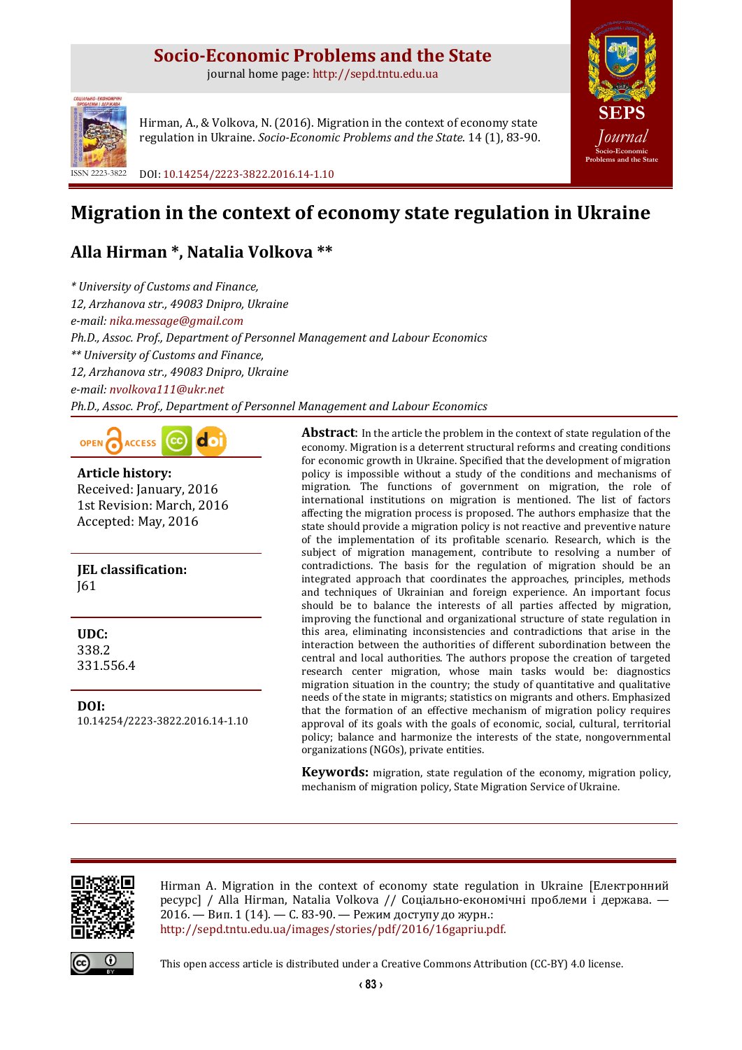# Socio-Economic Problems and the State

journal home page: http://sepd.tntu.edu.ua

Hirman, A., & Volkova, N. (2016). Migration in the context of economy state regulation in Ukraine. *Socio-Economic Problems and the State*. 14 (1), 83-90.

ISSN 2223-3822

DOI: 10.14254/2223-3822.2016.14-1.10

# Migration in the context of economy state regulation in Ukraine

## Alla Hirman *, Natalia Volkova **

*\* University of Customs and Finance,*
*12, Arzhanova str., 49083 Dnipro, Ukraine*
*e-mail: nika.message@gmail.com*
*Ph.D., Assoc. Prof., Department of Personnel Management and Labour Economics*
*\*\* University of Customs and Finance,*
*12, Arzhanova str., 49083 Dnipro, Ukraine*
*e-mail: nvolkova111@ukr.net*
*Ph.D., Assoc. Prof., Department of Personnel Management and Labour Economics*

**Article history:**
Received: January, 2016
1st Revision: March, 2016
Accepted: May, 2016

**JEL classification:**
J61

**UDC:**
338.2
331.556.4

**DOI:**
10.14254/2223-3822.2016.14-1.10

**Abstract**: In the article the problem in the context of state regulation of the economy. Migration is a deterrent structural reforms and creating conditions for economic growth in Ukraine. Specified that the development of migration policy is impossible without a study of the conditions and mechanisms of migration. The functions of government on migration, the role of international institutions on migration is mentioned. The list of factors affecting the migration process is proposed. The authors emphasize that the state should provide a migration policy is not reactive and preventive nature of the implementation of its profitable scenario. Research, which is the subject of migration management, contribute to resolving a number of contradictions. The basis for the regulation of migration should be an integrated approach that coordinates the approaches, principles, methods and techniques of Ukrainian and foreign experience. An important focus should be to balance the interests of all parties affected by migration, improving the functional and organizational structure of state regulation in this area, eliminating inconsistencies and contradictions that arise in the interaction between the authorities of different subordination between the central and local authorities. The authors propose the creation of targeted research center migration, whose main tasks would be: diagnostics migration situation in the country; the study of quantitative and qualitative needs of the state in migrants; statistics on migrants and others. Emphasized that the formation of an effective mechanism of migration policy requires approval of its goals with the goals of economic, social, cultural, territorial policy; balance and harmonize the interests of the state, nongovernmental organizations (NGOs), private entities.

**Keywords:** migration, state regulation of the economy, migration policy, mechanism of migration policy, State Migration Service of Ukraine.

Hirman A. Migration in the context of economy state regulation in Ukraine [Електронний ресурс] / Alla Hirman, Natalia Volkova // Соціально-економічні проблеми і держава. — 2016. — Вип. 1 (14). — С. 83-90. — Режим доступу до журн.: http://sepd.tntu.edu.ua/images/stories/pdf/2016/16gapriu.pdf.

This open access article is distributed under a Creative Commons Attribution (CC-BY) 4.0 license.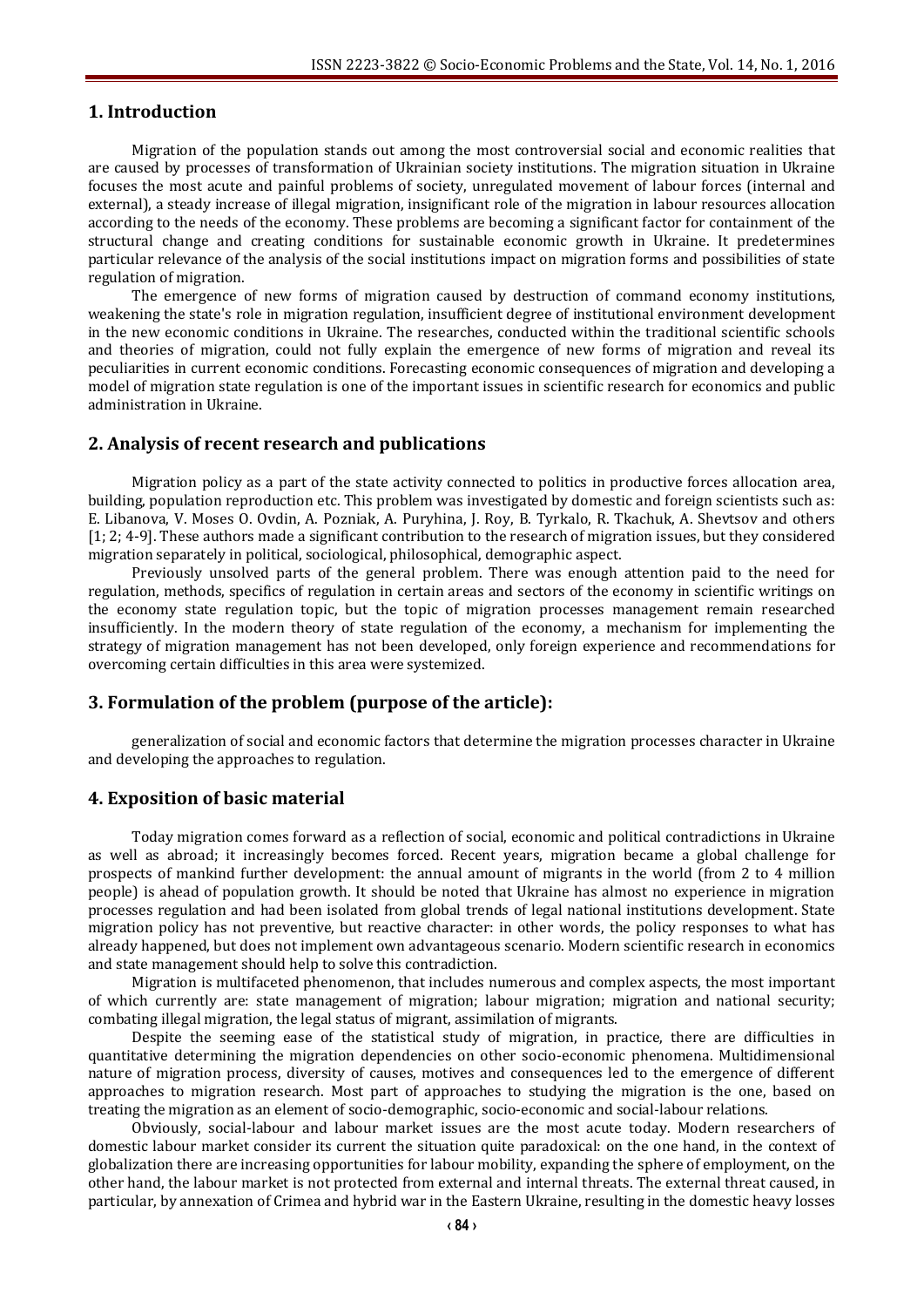## 1. Introduction

Migration of the population stands out among the most controversial social and economic realities that are caused by processes of transformation of Ukrainian society institutions. The migration situation in Ukraine focuses the most acute and painful problems of society, unregulated movement of labour forces (internal and external), a steady increase of illegal migration, insignificant role of the migration in labour resources allocation according to the needs of the economy. These problems are becoming a significant factor for containment of the structural change and creating conditions for sustainable economic growth in Ukraine. It predetermines particular relevance of the analysis of the social institutions impact on migration forms and possibilities of state regulation of migration.

The emergence of new forms of migration caused by destruction of command economy institutions, weakening the state's role in migration regulation, insufficient degree of institutional environment development in the new economic conditions in Ukraine. The researches, conducted within the traditional scientific schools and theories of migration, could not fully explain the emergence of new forms of migration and reveal its peculiarities in current economic conditions. Forecasting economic consequences of migration and developing a model of migration state regulation is one of the important issues in scientific research for economics and public administration in Ukraine.

## 2. Analysis of recent research and publications

Migration policy as a part of the state activity connected to politics in productive forces allocation area, building, population reproduction etc. This problem was investigated by domestic and foreign scientists such as: E. Libanova, V. Moses O. Ovdin, A. Pozniak, A. Puryhina, J. Roy, B. Tyrkalo, R. Tkachuk, A. Shevtsov and others [1; 2; 4-9]. These authors made a significant contribution to the research of migration issues, but they considered migration separately in political, sociological, philosophical, demographic aspect.

Previously unsolved parts of the general problem. There was enough attention paid to the need for regulation, methods, specifics of regulation in certain areas and sectors of the economy in scientific writings on the economy state regulation topic, but the topic of migration processes management remain researched insufficiently. In the modern theory of state regulation of the economy, a mechanism for implementing the strategy of migration management has not been developed, only foreign experience and recommendations for overcoming certain difficulties in this area were systemized.

## 3. Formulation of the problem (purpose of the article):

generalization of social and economic factors that determine the migration processes character in Ukraine and developing the approaches to regulation.

## 4. Exposition of basic material

Today migration comes forward as a reflection of social, economic and political contradictions in Ukraine as well as abroad; it increasingly becomes forced. Recent years, migration became a global challenge for prospects of mankind further development: the annual amount of migrants in the world (from 2 to 4 million people) is ahead of population growth. It should be noted that Ukraine has almost no experience in migration processes regulation and had been isolated from global trends of legal national institutions development. State migration policy has not preventive, but reactive character: in other words, the policy responses to what has already happened, but does not implement own advantageous scenario. Modern scientific research in economics and state management should help to solve this contradiction.

Migration is multifaceted phenomenon, that includes numerous and complex aspects, the most important of which currently are: state management of migration; labour migration; migration and national security; combating illegal migration, the legal status of migrant, assimilation of migrants.

Despite the seeming ease of the statistical study of migration, in practice, there are difficulties in quantitative determining the migration dependencies on other socio-economic phenomena. Multidimensional nature of migration process, diversity of causes, motives and consequences led to the emergence of different approaches to migration research. Most part of approaches to studying the migration is the one, based on treating the migration as an element of socio-demographic, socio-economic and social-labour relations.

Obviously, social-labour and labour market issues are the most acute today. Modern researchers of domestic labour market consider its current the situation quite paradoxical: on the one hand, in the context of globalization there are increasing opportunities for labour mobility, expanding the sphere of employment, on the other hand, the labour market is not protected from external and internal threats. The external threat caused, in particular, by annexation of Crimea and hybrid war in the Eastern Ukraine, resulting in the domestic heavy losses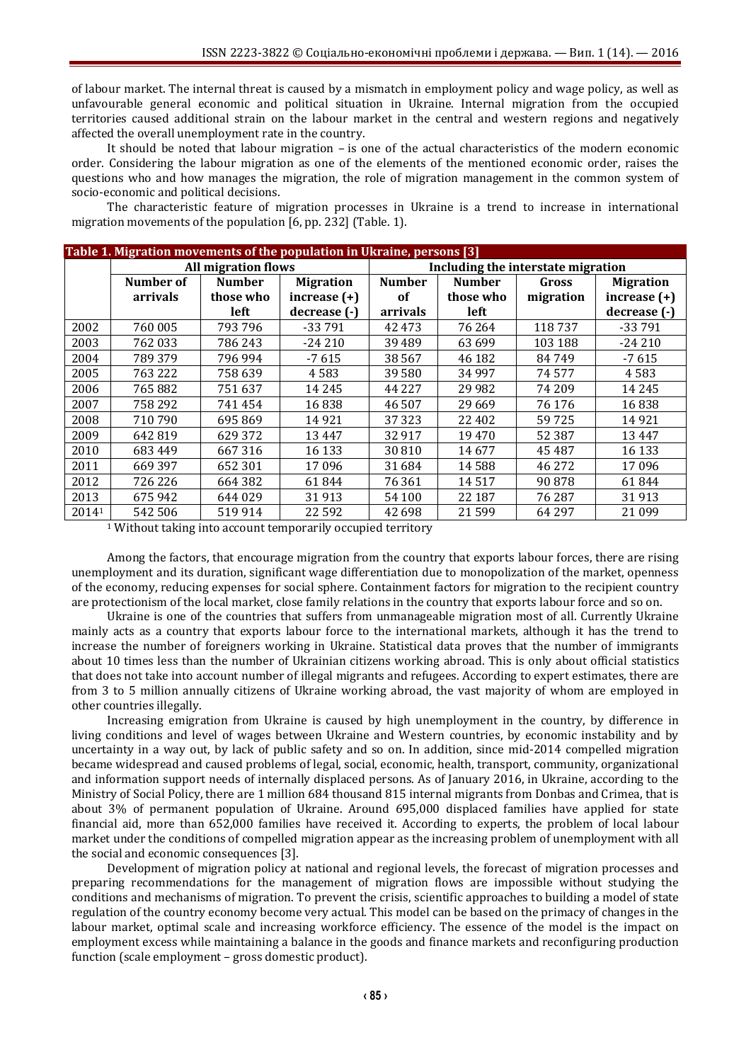of labour market. The internal threat is caused by a mismatch in employment policy and wage policy, as well as unfavourable general economic and political situation in Ukraine. Internal migration from the occupied territories caused additional strain on the labour market in the central and western regions and negatively affected the overall unemployment rate in the country.

It should be noted that labour migration – is one of the actual characteristics of the modern economic order. Considering the labour migration as one of the elements of the mentioned economic order, raises the questions who and how manages the migration, the role of migration management in the common system of socio-economic and political decisions.

The characteristic feature of migration processes in Ukraine is a trend to increase in international migration movements of the population [6, pp. 232] (Table. 1).

**Table 1. Migration movements of the population in Ukraine, persons [3]**

| | All migration flows | | | Including the interstate migration | | | |
|---|---|---|---|---|---|---|---|
| | Number of arrivals | Number those who left | Migration increase (+) decrease (-) | Number of arrivals | Number those who left | Gross migration | Migration increase (+) decrease (-) |
| 2002 | 760 005 | 793 796 | -33 791 | 42 473 | 76 264 | 118 737 | -33 791 |
| 2003 | 762 033 | 786 243 | -24 210 | 39 489 | 63 699 | 103 188 | -24 210 |
| 2004 | 789 379 | 796 994 | -7 615 | 38 567 | 46 182 | 84 749 | -7 615 |
| 2005 | 763 222 | 758 639 | 4 583 | 39 580 | 34 997 | 74 577 | 4 583 |
| 2006 | 765 882 | 751 637 | 14 245 | 44 227 | 29 982 | 74 209 | 14 245 |
| 2007 | 758 292 | 741 454 | 16 838 | 46 507 | 29 669 | 76 176 | 16 838 |
| 2008 | 710 790 | 695 869 | 14 921 | 37 323 | 22 402 | 59 725 | 14 921 |
| 2009 | 642 819 | 629 372 | 13 447 | 32 917 | 19 470 | 52 387 | 13 447 |
| 2010 | 683 449 | 667 316 | 16 133 | 30 810 | 14 677 | 45 487 | 16 133 |
| 2011 | 669 397 | 652 301 | 17 096 | 31 684 | 14 588 | 46 272 | 17 096 |
| 2012 | 726 226 | 664 382 | 61 844 | 76 361 | 14 517 | 90 878 | 61 844 |
| 2013 | 675 942 | 644 029 | 31 913 | 54 100 | 22 187 | 76 287 | 31 913 |
| 2014[1] | 542 506 | 519 914 | 22 592 | 42 698 | 21 599 | 64 297 | 21 099 |

[1] Without taking into account temporarily occupied territory

Among the factors, that encourage migration from the country that exports labour forces, there are rising unemployment and its duration, significant wage differentiation due to monopolization of the market, openness of the economy, reducing expenses for social sphere. Containment factors for migration to the recipient country are protectionism of the local market, close family relations in the country that exports labour force and so on.

Ukraine is one of the countries that suffers from unmanageable migration most of all. Currently Ukraine mainly acts as a country that exports labour force to the international markets, although it has the trend to increase the number of foreigners working in Ukraine. Statistical data proves that the number of immigrants about 10 times less than the number of Ukrainian citizens working abroad. This is only about official statistics that does not take into account number of illegal migrants and refugees. According to expert estimates, there are from 3 to 5 million annually citizens of Ukraine working abroad, the vast majority of whom are employed in other countries illegally.

Increasing emigration from Ukraine is caused by high unemployment in the country, by difference in living conditions and level of wages between Ukraine and Western countries, by economic instability and by uncertainty in a way out, by lack of public safety and so on. In addition, since mid-2014 compelled migration became widespread and caused problems of legal, social, economic, health, transport, community, organizational and information support needs of internally displaced persons. As of January 2016, in Ukraine, according to the Ministry of Social Policy, there are 1 million 684 thousand 815 internal migrants from Donbas and Crimea, that is about 3% of permanent population of Ukraine. Around 695,000 displaced families have applied for state financial aid, more than 652,000 families have received it. According to experts, the problem of local labour market under the conditions of compelled migration appear as the increasing problem of unemployment with all the social and economic consequences [3].

Development of migration policy at national and regional levels, the forecast of migration processes and preparing recommendations for the management of migration flows are impossible without studying the conditions and mechanisms of migration. To prevent the crisis, scientific approaches to building a model of state regulation of the country economy become very actual. This model can be based on the primacy of changes in the labour market, optimal scale and increasing workforce efficiency. The essence of the model is the impact on employment excess while maintaining a balance in the goods and finance markets and reconfiguring production function (scale employment – gross domestic product).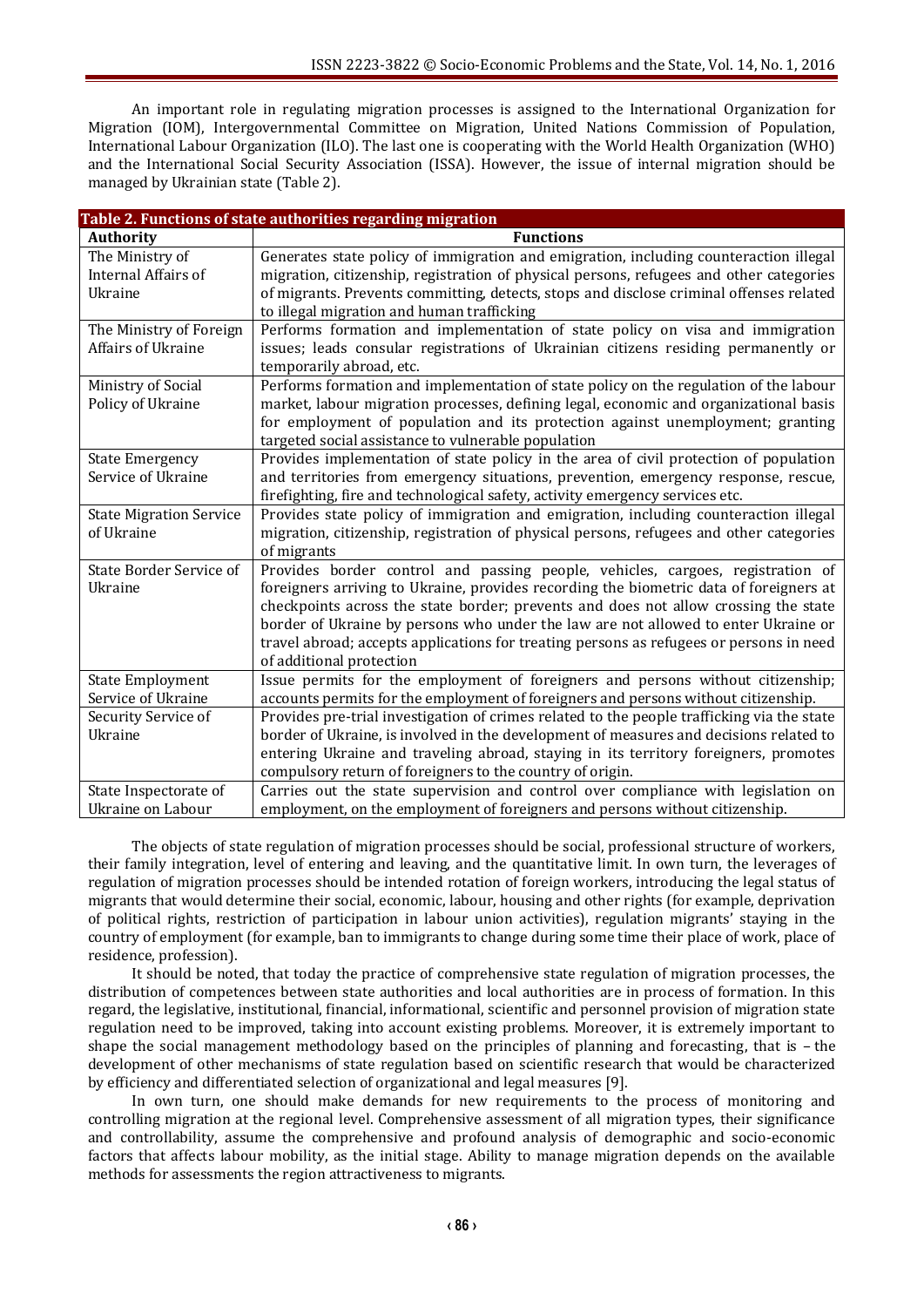An important role in regulating migration processes is assigned to the International Organization for Migration (IOM), Intergovernmental Committee on Migration, United Nations Commission of Population, International Labour Organization (ILO). The last one is cooperating with the World Health Organization (WHO) and the International Social Security Association (ISSA). However, the issue of internal migration should be managed by Ukrainian state (Table 2).

**Table 2. Functions of state authorities regarding migration**

| Authority | Functions |
|---|---|
| The Ministry of Internal Affairs of Ukraine | Generates state policy of immigration and emigration, including counteraction illegal migration, citizenship, registration of physical persons, refugees and other categories of migrants. Prevents committing, detects, stops and disclose criminal offenses related to illegal migration and human trafficking |
| The Ministry of Foreign Affairs of Ukraine | Performs formation and implementation of state policy on visa and immigration issues; leads consular registrations of Ukrainian citizens residing permanently or temporarily abroad, etc. |
| Ministry of Social Policy of Ukraine | Performs formation and implementation of state policy on the regulation of the labour market, labour migration processes, defining legal, economic and organizational basis for employment of population and its protection against unemployment; granting targeted social assistance to vulnerable population |
| State Emergency Service of Ukraine | Provides implementation of state policy in the area of civil protection of population and territories from emergency situations, prevention, emergency response, rescue, firefighting, fire and technological safety, activity emergency services etc. |
| State Migration Service of Ukraine | Provides state policy of immigration and emigration, including counteraction illegal migration, citizenship, registration of physical persons, refugees and other categories of migrants |
| State Border Service of Ukraine | Provides border control and passing people, vehicles, cargoes, registration of foreigners arriving to Ukraine, provides recording the biometric data of foreigners at checkpoints across the state border; prevents and does not allow crossing the state border of Ukraine by persons who under the law are not allowed to enter Ukraine or travel abroad; accepts applications for treating persons as refugees or persons in need of additional protection |
| State Employment Service of Ukraine | Issue permits for the employment of foreigners and persons without citizenship; accounts permits for the employment of foreigners and persons without citizenship. |
| Security Service of Ukraine | Provides pre-trial investigation of crimes related to the people trafficking via the state border of Ukraine, is involved in the development of measures and decisions related to entering Ukraine and traveling abroad, staying in its territory foreigners, promotes compulsory return of foreigners to the country of origin. |
| State Inspectorate of Ukraine on Labour | Carries out the state supervision and control over compliance with legislation on employment, on the employment of foreigners and persons without citizenship. |

The objects of state regulation of migration processes should be social, professional structure of workers, their family integration, level of entering and leaving, and the quantitative limit. In own turn, the leverages of regulation of migration processes should be intended rotation of foreign workers, introducing the legal status of migrants that would determine their social, economic, labour, housing and other rights (for example, deprivation of political rights, restriction of participation in labour union activities), regulation migrants' staying in the country of employment (for example, ban to immigrants to change during some time their place of work, place of residence, profession).

It should be noted, that today the practice of comprehensive state regulation of migration processes, the distribution of competences between state authorities and local authorities are in process of formation. In this regard, the legislative, institutional, financial, informational, scientific and personnel provision of migration state regulation need to be improved, taking into account existing problems. Moreover, it is extremely important to shape the social management methodology based on the principles of planning and forecasting, that is – the development of other mechanisms of state regulation based on scientific research that would be characterized by efficiency and differentiated selection of organizational and legal measures [9].

In own turn, one should make demands for new requirements to the process of monitoring and controlling migration at the regional level. Comprehensive assessment of all migration types, their significance and controllability, assume the comprehensive and profound analysis of demographic and socio-economic factors that affects labour mobility, as the initial stage. Ability to manage migration depends on the available methods for assessments the region attractiveness to migrants.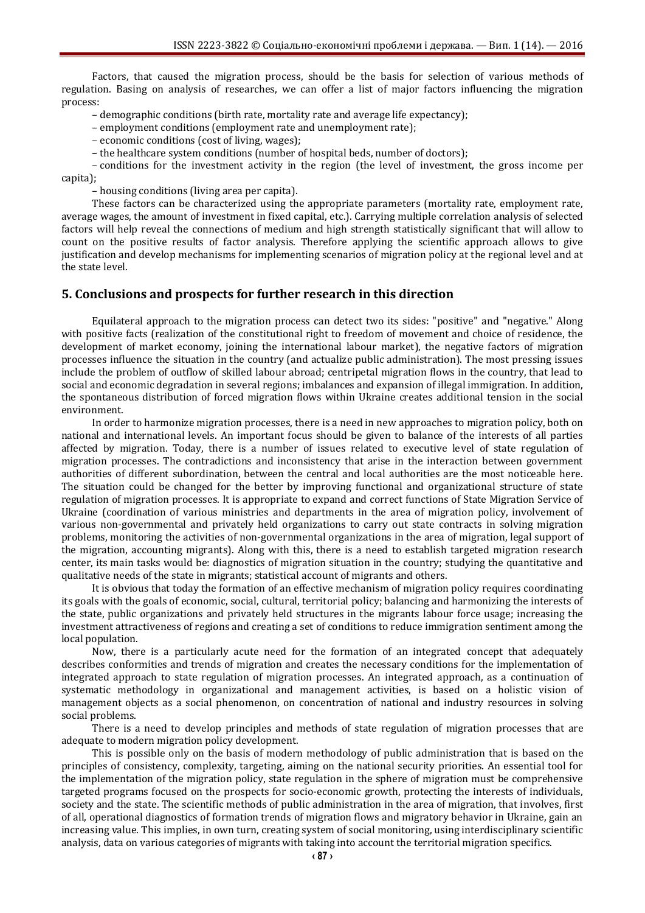Factors, that caused the migration process, should be the basis for selection of various methods of regulation. Basing on analysis of researches, we can offer a list of major factors influencing the migration process:

– demographic conditions (birth rate, mortality rate and average life expectancy);

– employment conditions (employment rate and unemployment rate);

– economic conditions (cost of living, wages);

– the healthcare system conditions (number of hospital beds, number of doctors);

– conditions for the investment activity in the region (the level of investment, the gross income per capita);

– housing conditions (living area per capita).

These factors can be characterized using the appropriate parameters (mortality rate, employment rate, average wages, the amount of investment in fixed capital, etc.). Carrying multiple correlation analysis of selected factors will help reveal the connections of medium and high strength statistically significant that will allow to count on the positive results of factor analysis. Therefore applying the scientific approach allows to give justification and develop mechanisms for implementing scenarios of migration policy at the regional level and at the state level.

## 5. Conclusions and prospects for further research in this direction

Equilateral approach to the migration process can detect two its sides: "positive" and "negative." Along with positive facts (realization of the constitutional right to freedom of movement and choice of residence, the development of market economy, joining the international labour market), the negative factors of migration processes influence the situation in the country (and actualize public administration). The most pressing issues include the problem of outflow of skilled labour abroad; centripetal migration flows in the country, that lead to social and economic degradation in several regions; imbalances and expansion of illegal immigration. In addition, the spontaneous distribution of forced migration flows within Ukraine creates additional tension in the social environment.

In order to harmonize migration processes, there is a need in new approaches to migration policy, both on national and international levels. An important focus should be given to balance of the interests of all parties affected by migration. Today, there is a number of issues related to executive level of state regulation of migration processes. The contradictions and inconsistency that arise in the interaction between government authorities of different subordination, between the central and local authorities are the most noticeable here. The situation could be changed for the better by improving functional and organizational structure of state regulation of migration processes. It is appropriate to expand and correct functions of State Migration Service of Ukraine (coordination of various ministries and departments in the area of migration policy, involvement of various non-governmental and privately held organizations to carry out state contracts in solving migration problems, monitoring the activities of non-governmental organizations in the area of migration, legal support of the migration, accounting migrants). Along with this, there is a need to establish targeted migration research center, its main tasks would be: diagnostics of migration situation in the country; studying the quantitative and qualitative needs of the state in migrants; statistical account of migrants and others.

It is obvious that today the formation of an effective mechanism of migration policy requires coordinating its goals with the goals of economic, social, cultural, territorial policy; balancing and harmonizing the interests of the state, public organizations and privately held structures in the migrants labour force usage; increasing the investment attractiveness of regions and creating a set of conditions to reduce immigration sentiment among the local population.

Now, there is a particularly acute need for the formation of an integrated concept that adequately describes conformities and trends of migration and creates the necessary conditions for the implementation of integrated approach to state regulation of migration processes. An integrated approach, as a continuation of systematic methodology in organizational and management activities, is based on a holistic vision of management objects as a social phenomenon, on concentration of national and industry resources in solving social problems.

There is a need to develop principles and methods of state regulation of migration processes that are adequate to modern migration policy development.

This is possible only on the basis of modern methodology of public administration that is based on the principles of consistency, complexity, targeting, aiming on the national security priorities. An essential tool for the implementation of the migration policy, state regulation in the sphere of migration must be comprehensive targeted programs focused on the prospects for socio-economic growth, protecting the interests of individuals, society and the state. The scientific methods of public administration in the area of migration, that involves, first of all, operational diagnostics of formation trends of migration flows and migratory behavior in Ukraine, gain an increasing value. This implies, in own turn, creating system of social monitoring, using interdisciplinary scientific analysis, data on various categories of migrants with taking into account the territorial migration specifics.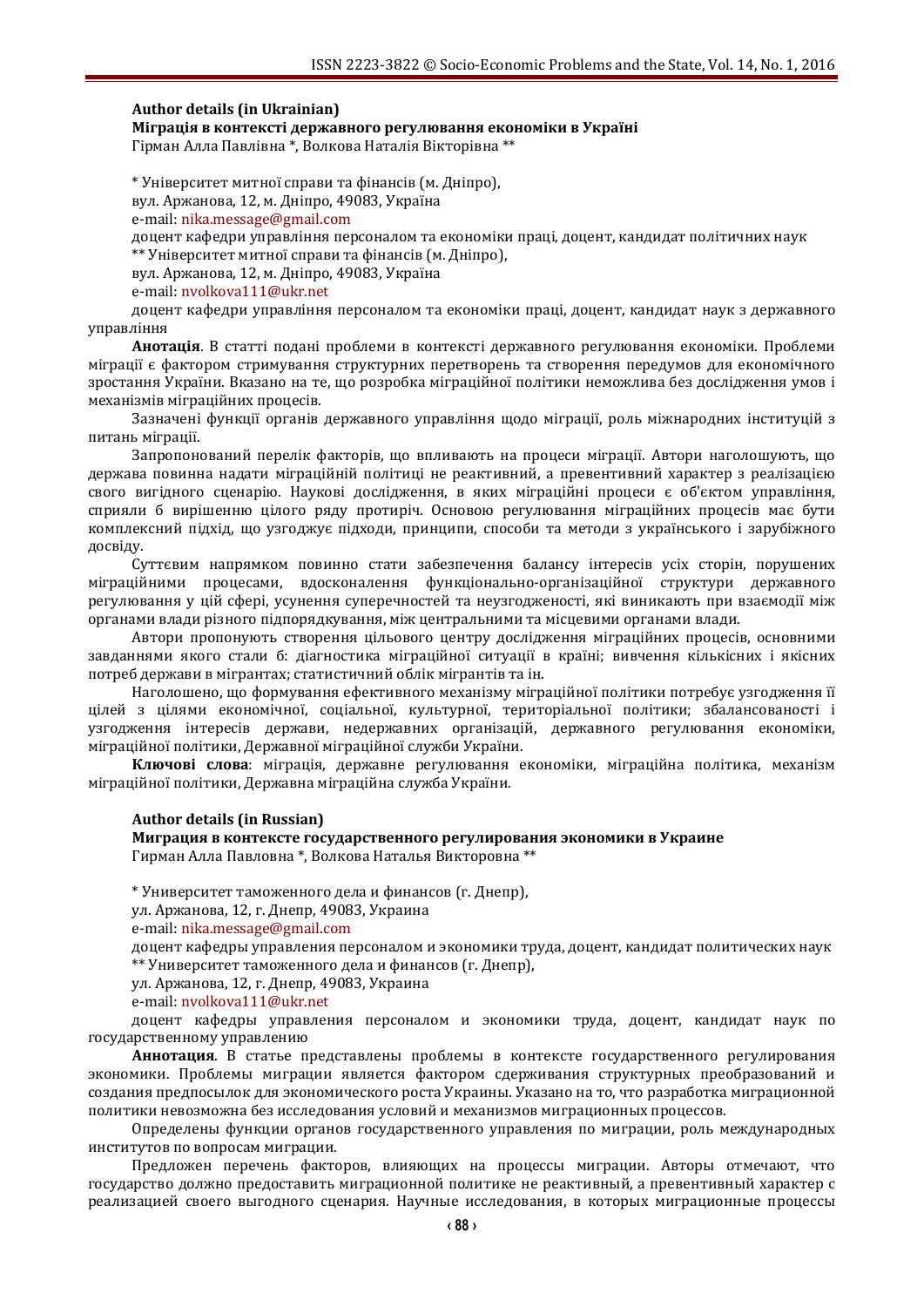**Author details (in Ukrainian)**

**Міграція в контексті державного регулювання економіки в Україні**

Гірман Алла Павлівна *, Волкова Наталія Вікторівна **

\* Університет митної справи та фінансів (м. Дніпро),

вул. Аржанова, 12, м. Дніпро, 49083, Україна

e-mail: nika.message@gmail.com

доцент кафедри управління персоналом та економіки праці, доцент, кандидат політичних наук

\** Університет митної справи та фінансів (м. Дніпро),

вул. Аржанова, 12, м. Дніпро, 49083, Україна

e-mail: nvolkova111@ukr.net

доцент кафедри управління персоналом та економіки праці, доцент, кандидат наук з державного управління

**Анотація**. В статті подані проблеми в контексті державного регулювання економіки. Проблеми міграції є фактором стримування структурних перетворень та створення передумов для економічного зростання України. Вказано на те, що розробка міграційної політики неможлива без дослідження умов і механізмів міграційних процесів.

Зазначені функції органів державного управління щодо міграції, роль міжнародних інституцій з питань міграції.

Запропонований перелік факторів, що впливають на процеси міграції. Автори наголошують, що держава повинна надати міграційній політиці не реактивний, а превентивний характер з реалізацією свого вигідного сценарію. Наукові дослідження, в яких міграційні процеси є об'єктом управління, сприяли б вирішенню цілого ряду протиріч. Основою регулювання міграційних процесів має бути комплексний підхід, що узгоджує підходи, принципи, способи та методи з українського і зарубіжного досвіду.

Суттєвим напрямком повинно стати забезпечення балансу інтересів усіх сторін, порушених міграційними процесами, вдосконалення функціонально-організаційної структури державного регулювання у цій сфері, усунення суперечностей та неузгодженості, які виникають при взаємодії між органами влади різного підпорядкування, між центральними та місцевими органами влади.

Автори пропонують створення цільового центру дослідження міграційних процесів, основними завданнями якого стали б: діагностика міграційної ситуації в країні; вивчення кількісних і якісних потреб держави в мігрантах; статистичний облік мігрантів та ін.

Наголошено, що формування ефективного механізму міграційної політики потребує узгодження її цілей з цілями економічної, соціальної, культурної, територіальної політики; збалансованості і узгодження інтересів держави, недержавних організацій, державного регулювання економіки, міграційної політики, Державної міграційної служби України.

**Ключові слова**: міграція, державне регулювання економіки, міграційна політика, механізм міграційної політики, Державна міграційна служба України.

**Author details (in Russian)**

**Миграция в контексте государственного регулирования экономики в Украине**

Гирман Алла Павловна *, Волкова Наталья Викторовна **

\* Университет таможенного дела и финансов (г. Днепр),

ул. Аржанова, 12, г. Днепр, 49083, Украина

e-mail: nika.message@gmail.com

доцент кафедры управления персоналом и экономики труда, доцент, кандидат политических наук

\** Университет таможенного дела и финансов (г. Днепр),

ул. Аржанова, 12, г. Днепр, 49083, Украина

e-mail: nvolkova111@ukr.net

доцент кафедры управления персоналом и экономики труда, доцент, кандидат наук по государственному управлению

**Аннотация**. В статье представлены проблемы в контексте государственного регулирования экономики. Проблемы миграции является фактором сдерживания структурных преобразований и создания предпосылок для экономического роста Украины. Указано на то, что разработка миграционной политики невозможна без исследования условий и механизмов миграционных процессов.

Определены функции органов государственного управления по миграции, роль международных институтов по вопросам миграции.

Предложен перечень факторов, влияющих на процессы миграции. Авторы отмечают, что государство должно предоставить миграционной политике не реактивный, а превентивный характер с реализацией своего выгодного сценария. Научные исследования, в которых миграционные процессы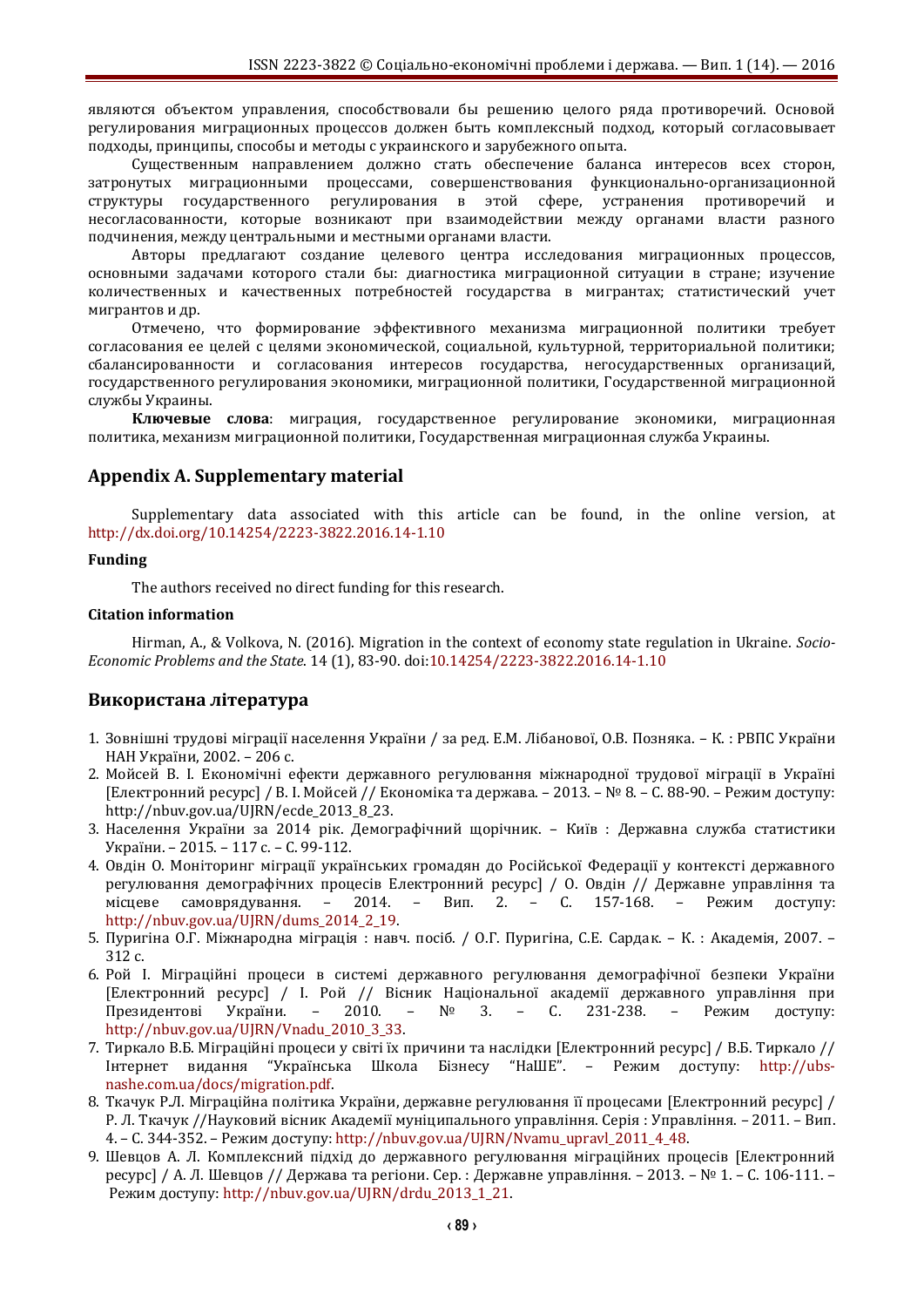являются объектом управления, способствовали бы решению целого ряда противоречий. Основой регулирования миграционных процессов должен быть комплексный подход, который согласовывает подходы, принципы, способы и методы с украинского и зарубежного опыта.

Существенным направлением должно стать обеспечение баланса интересов всех сторон, затронутых миграционными процессами, совершенствования функционально-организационной структуры государственного регулирования в этой сфере, устранения противоречий и несогласованности, которые возникают при взаимодействии между органами власти разного подчинения, между центральными и местными органами власти.

Авторы предлагают создание целевого центра исследования миграционных процессов, основными задачами которого стали бы: диагностика миграционной ситуации в стране; изучение количественных и качественных потребностей государства в мигрантах; статистический учет мигрантов и др.

Отмечено, что формирование эффективного механизма миграционной политики требует согласования ее целей с целями экономической, социальной, культурной, территориальной политики; сбалансированности и согласования интересов государства, негосударственных организаций, государственного регулирования экономики, миграционной политики, Государственной миграционной службы Украины.

**Ключевые слова**: миграция, государственное регулирование экономики, миграционная политика, механизм миграционной политики, Государственная миграционная служба Украины.

## Appendix A. Supplementary material

Supplementary data associated with this article can be found, in the online version, at http://dx.doi.org/10.14254/2223-3822.2016.14-1.10

### Funding

The authors received no direct funding for this research.

### Citation information

Hirman, A., & Volkova, N. (2016). Migration in the context of economy state regulation in Ukraine. *Socio-Economic Problems and the State.* 14 (1), 83-90. doi:10.14254/2223-3822.2016.14-1.10

## Використана література

1. Зовнішні трудові міграції населення України / за ред. Е.М. Лібанової, О.В. Позняка. – К. : РВПС України НАН України, 2002. – 206 с.
2. Мойсей В. І. Економічні ефекти державного регулювання міжнародної трудової міграції в Україні [Електронний ресурс] / В. І. Мойсей // Економіка та держава. – 2013. – № 8. – С. 88-90. – Режим доступу: http://nbuv.gov.ua/UJRN/ecde_2013_8_23.
3. Населення України за 2014 рік. Демографічний щорічник. – Київ : Державна служба статистики України. – 2015. – 117 с. – С. 99-112.
4. Овдін О. Моніторинг міграції українських громадян до Російської Федерації у контексті державного регулювання демографічних процесів Електронний ресурс] / О. Овдін // Державне управління та місцеве самоврядування. – 2014. – Вип. 2. – С. 157-168. – Режим доступу: http://nbuv.gov.ua/UJRN/dums_2014_2_19.
5. Пуригіна О.Г. Міжнародна міграція : навч. посіб. / О.Г. Пуригіна, С.Е. Сардак. – К. : Академія, 2007. – 312 с.
6. Рой І. Міграційні процеси в системі державного регулювання демографічної безпеки України [Електронний ресурс] / І. Рой // Вісник Національної академії державного управління при Президентові України. – 2010. – № 3. – С. 231-238. – Режим доступу: http://nbuv.gov.ua/UJRN/Vnadu_2010_3_33.
7. Тиркало В.Б. Міграційні процеси у світі їх причини та наслідки [Електронний ресурс] / В.Б. Тиркало // Інтернет видання "Українська Школа Бізнесу "НаШЕ". – Режим доступу: http://ubs-nashe.com.ua/docs/migration.pdf.
8. Ткачук Р.Л. Міграційна політика України, державне регулювання її процесами [Електронний ресурс] / Р. Л. Ткачук //Науковий вісник Академії муніципального управління. Серія : Управління. – 2011. – Вип. 4. – С. 344-352. – Режим доступу: http://nbuv.gov.ua/UJRN/Nvamu_upravl_2011_4_48.
9. Шевцов А. Л. Комплексний підхід до державного регулювання міграційних процесів [Електронний ресурс] / А. Л. Шевцов // Держава та регіони. Сер. : Державне управління. – 2013. – № 1. – С. 106-111. – Режим доступу: http://nbuv.gov.ua/UJRN/drdu_2013_1_21.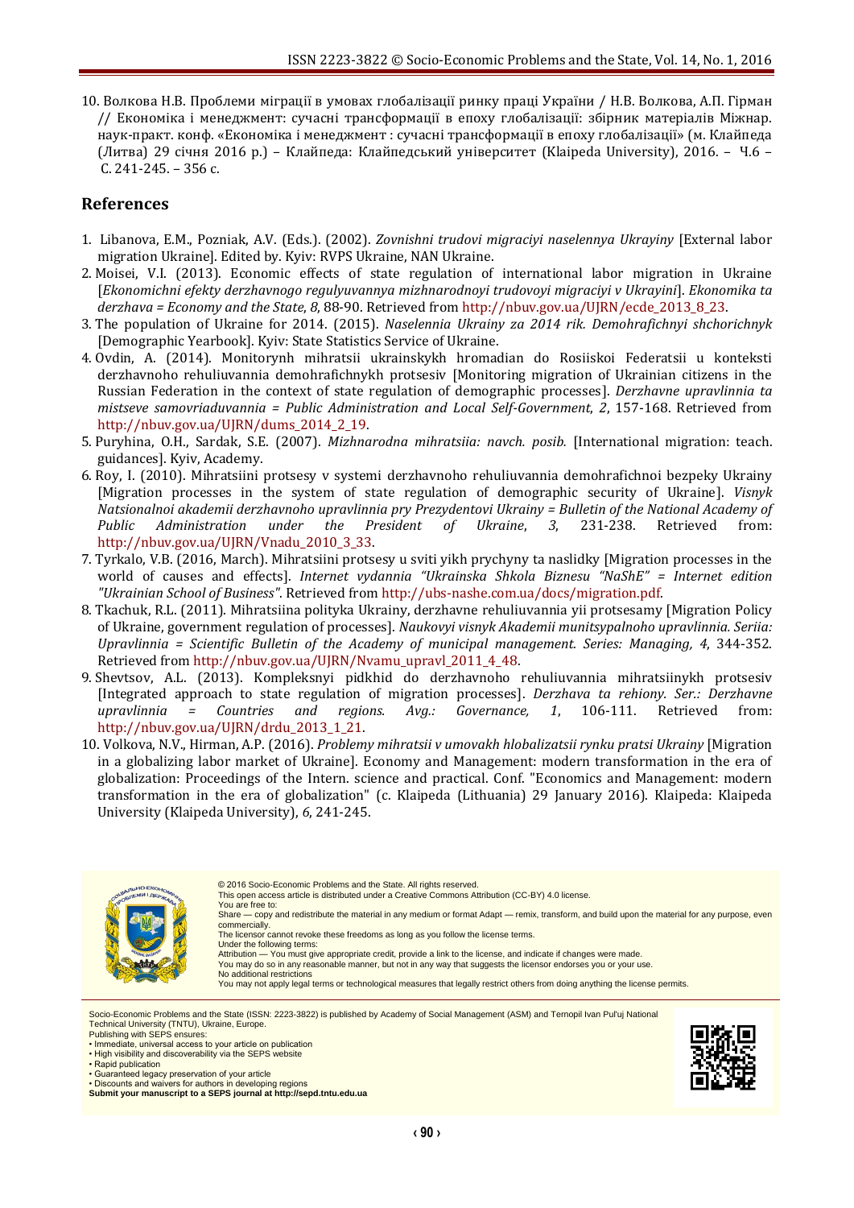10. Волкова Н.В. Проблеми міграції в умовах глобалізації ринку праці України / Н.В. Волкова, А.П. Гірман // Економіка і менеджмент: сучасні трансформації в епоху глобалізації: збірник матеріалів Міжнар. наук-практ. конф. «Економіка і менеджмент : сучасні трансформації в епоху глобалізації» (м. Клайпеда (Литва) 29 січня 2016 р.) – Клайпеда: Клайпедський університет (Klaipeda University), 2016. – Ч.6 – С. 241-245. – 356 с.

## References

1. Libanova, E.M., Pozniak, A.V. (Eds.). (2002). *Zovnishni trudovi migraciyi naselennya Ukrayiny* [External labor migration Ukraine]. Edited by. Kyiv: RVPS Ukraine, NAN Ukraine.
2. Moisei, V.I. (2013). Economic effects of state regulation of international labor migration in Ukraine [*Ekonomichni efekty derzhavnogo regulyuvannya mizhnarodnoyi trudovoyi migraciyi v Ukrayini*]. *Ekonomika ta derzhava = Economy and the State*, *8*, 88-90. Retrieved from http://nbuv.gov.ua/UJRN/ecde_2013_8_23.
3. The population of Ukraine for 2014. (2015). *Naselennia Ukrainy za 2014 rik. Demohrafichnyi shchorichnyk* [Demographic Yearbook]. Kyiv: State Statistics Service of Ukraine.
4. Ovdin, A. (2014). Monitorynh mihratsii ukrainskykh hromadian do Rosiiskoi Federatsii u konteksti derzhavnoho rehuliuvannia demohrafichnykh protsesiv [Monitoring migration of Ukrainian citizens in the Russian Federation in the context of state regulation of demographic processes]. *Derzhavne upravlinnia ta mistseve samovriaduvannia = Public Administration and Local Self-Government*, *2*, 157-168. Retrieved from http://nbuv.gov.ua/UJRN/dums_2014_2_19.
5. Puryhina, O.H., Sardak, S.E. (2007). *Mizhnarodna mihratsiia: navch. posib.* [International migration: teach. guidances]. Kyiv, Academy.
6. Roy, I. (2010). Mihratsiini protsesy v systemi derzhavnoho rehuliuvannia demohrafichnoi bezpeky Ukrainy [Migration processes in the system of state regulation of demographic security of Ukraine]. *Visnyk Natsionalnoi akademii derzhavnoho upravlinnia pry Prezydentovi Ukrainy = Bulletin of the National Academy of Public Administration under the President of Ukraine*, *3*, 231-238. Retrieved from: http://nbuv.gov.ua/UJRN/Vnadu_2010_3_33.
7. Tyrkalo, V.B. (2016, March). Mihratsiini protsesy u sviti yikh prychyny ta naslidky [Migration processes in the world of causes and effects]. *Internet vydannia "Ukrainska Shkola Biznesu "NaShE" = Internet edition "Ukrainian School of Business"*. Retrieved from http://ubs-nashe.com.ua/docs/migration.pdf.
8. Tkachuk, R.L. (2011). Mihratsiina polityka Ukrainy, derzhavne rehuliuvannia yii protsesamy [Migration Policy of Ukraine, government regulation of processes]. *Naukovyi visnyk Akademii munitsypalnoho upravlinnia. Seriia: Upravlinnia = Scientific Bulletin of the Academy of municipal management. Series: Managing, 4*, 344-352. Retrieved from http://nbuv.gov.ua/UJRN/Nvamu_upravl_2011_4_48.
9. Shevtsov, A.L. (2013). Kompleksnyi pidkhid do derzhavnoho rehuliuvannia mihratsiinykh protsesiv [Integrated approach to state regulation of migration processes]. *Derzhava ta rehiony. Ser.: Derzhavne upravlinnia = Countries and regions. Avg.: Governance, 1*, 106-111. Retrieved from: http://nbuv.gov.ua/UJRN/drdu_2013_1_21.
10. Volkova, N.V., Hirman, A.P. (2016). *Problemy mihratsii v umovakh hlobalizatsii rynku pratsi Ukrainy* [Migration in a globalizing labor market of Ukraine]. Economy and Management: modern transformation in the era of globalization: Proceedings of the Intern. science and practical. Conf. "Economics and Management: modern transformation in the era of globalization" (c. Klaipeda (Lithuania) 29 January 2016). Klaipeda: Klaipeda University (Klaipeda University), *6*, 241-245.

© 2016 Socio-Economic Problems and the State. All rights reserved.
This open access article is distributed under a Creative Commons Attribution (CC-BY) 4.0 license.
You are free to:
Share — copy and redistribute the material in any medium or format Adapt — remix, transform, and build upon the material for any purpose, even commercially.
The licensor cannot revoke these freedoms as long as you follow the license terms.
Under the following terms:
Attribution — You must give appropriate credit, provide a link to the license, and indicate if changes were made.
You may do so in any reasonable manner, but not in any way that suggests the licensor endorses you or your use.
No additional restrictions
You may not apply legal terms or technological measures that legally restrict others from doing anything the license permits.

Socio-Economic Problems and the State (ISSN: 2223-3822) is published by Academy of Social Management (ASM) and Ternopil Ivan Pul'uj National Technical University (TNTU), Ukraine, Europe.
Publishing with SEPS ensures:
- Immediate, universal access to your article on publication
- High visibility and discoverability via the SEPS website
- Rapid publication
- Guaranteed legacy preservation of your article
- Discounts and waivers for authors in developing regions

**Submit your manuscript to a SEPS journal at http://sepd.tntu.edu.ua**